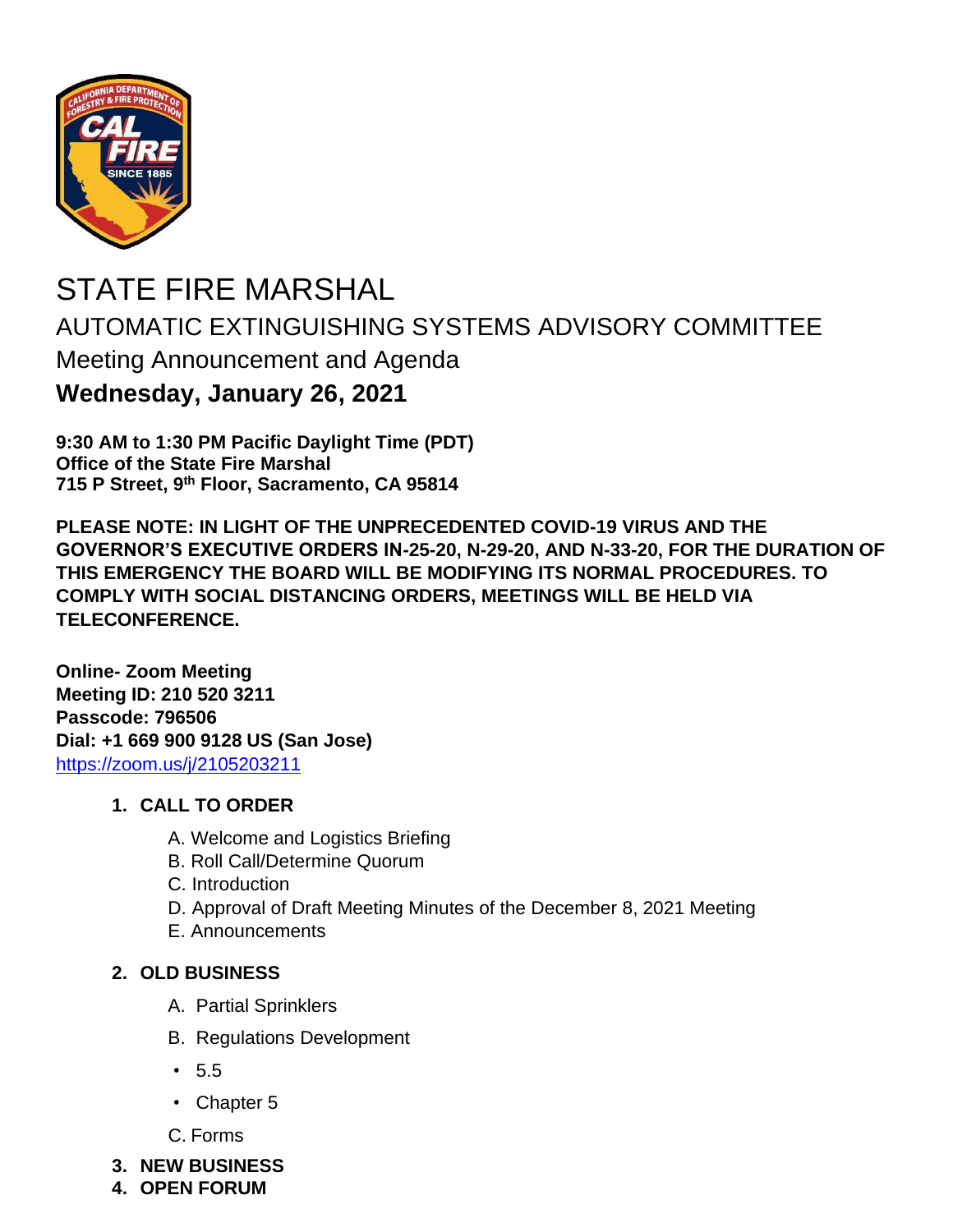# STATE FIRE MARSHAL

## AUTOMATIC EXTINGUISHING SYSTEMS ADVISORY COMMITTEE

### Meeting Announcement and Agenda

## Wednesday, January 26, 2021

**9:30 AM to 1:30 PM Pacific Daylight Time (PDT)**
**Office of the State Fire Marshal**
**715 P Street, 9th Floor, Sacramento, CA 95814**

**PLEASE NOTE: IN LIGHT OF THE UNPRECEDENTED COVID-19 VIRUS AND THE GOVERNOR'S EXECUTIVE ORDERS IN-25-20, N-29-20, AND N-33-20, FOR THE DURATION OF THIS EMERGENCY THE BOARD WILL BE MODIFYING ITS NORMAL PROCEDURES. TO COMPLY WITH SOCIAL DISTANCING ORDERS, MEETINGS WILL BE HELD VIA TELECONFERENCE.**

**Online- Zoom Meeting**
**Meeting ID: 210 520 3211**
**Passcode: 796506**
**Dial: +1 669 900 9128 US (San Jose)**
https://zoom.us/j/2105203211

1. **CALL TO ORDER**
   - A. Welcome and Logistics Briefing
   - B. Roll Call/Determine Quorum
   - C. Introduction
   - D. Approval of Draft Meeting Minutes of the December 8, 2021 Meeting
   - E. Announcements
2. **OLD BUSINESS**
   - A. Partial Sprinklers
   - B. Regulations Development
     - 5.5
     - Chapter 5
   - C. Forms
3. **NEW BUSINESS**
4. **OPEN FORUM**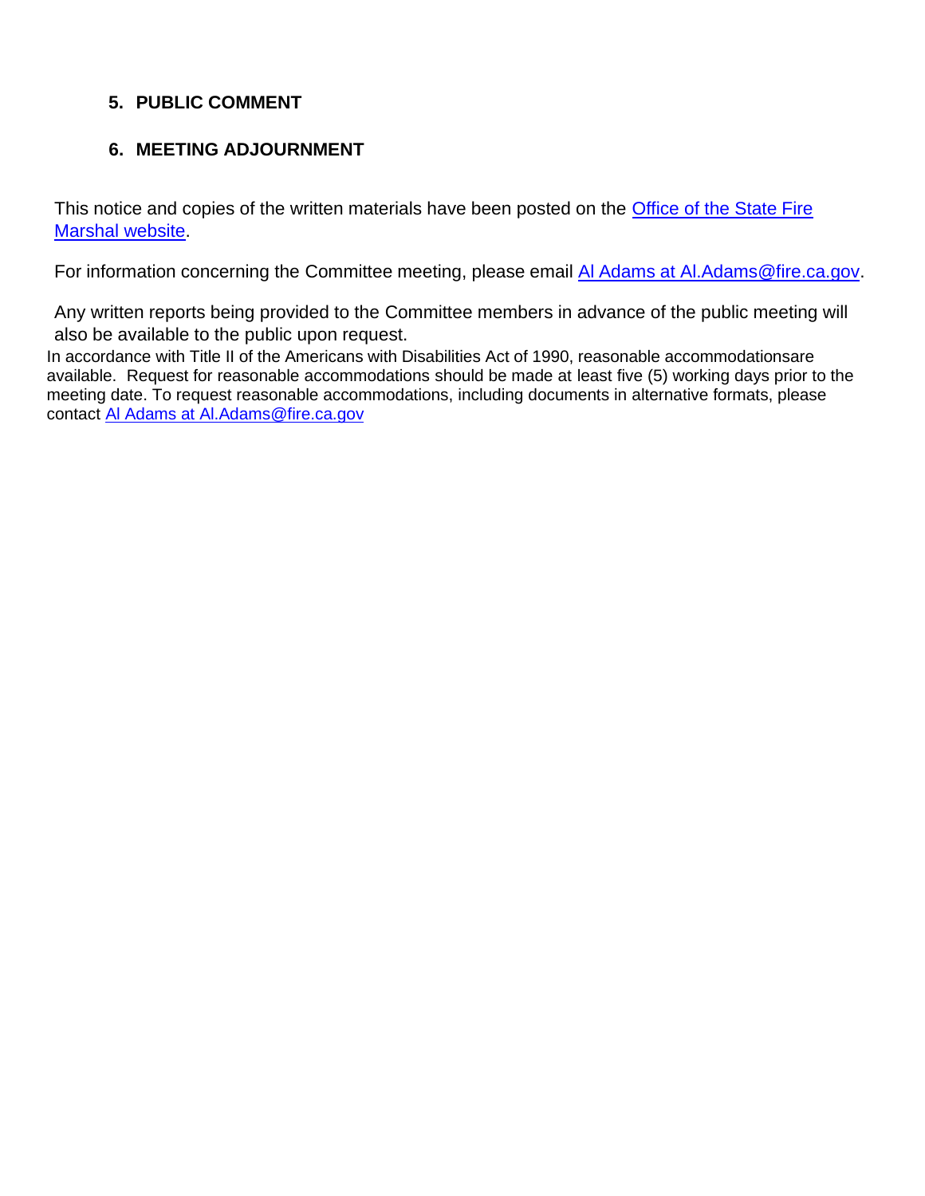5. **PUBLIC COMMENT**

6. **MEETING ADJOURNMENT**

This notice and copies of the written materials have been posted on the [Office of the State Fire Marshal website](#).

For information concerning the Committee meeting, please email [Al Adams at Al.Adams@fire.ca.gov](mailto:Al.Adams@fire.ca.gov).

Any written reports being provided to the Committee members in advance of the public meeting will also be available to the public upon request.

In accordance with Title II of the Americans with Disabilities Act of 1990, reasonable accommodationsare available. Request for reasonable accommodations should be made at least five (5) working days prior to the meeting date. To request reasonable accommodations, including documents in alternative formats, please contact [Al Adams at Al.Adams@fire.ca.gov](mailto:Al.Adams@fire.ca.gov)